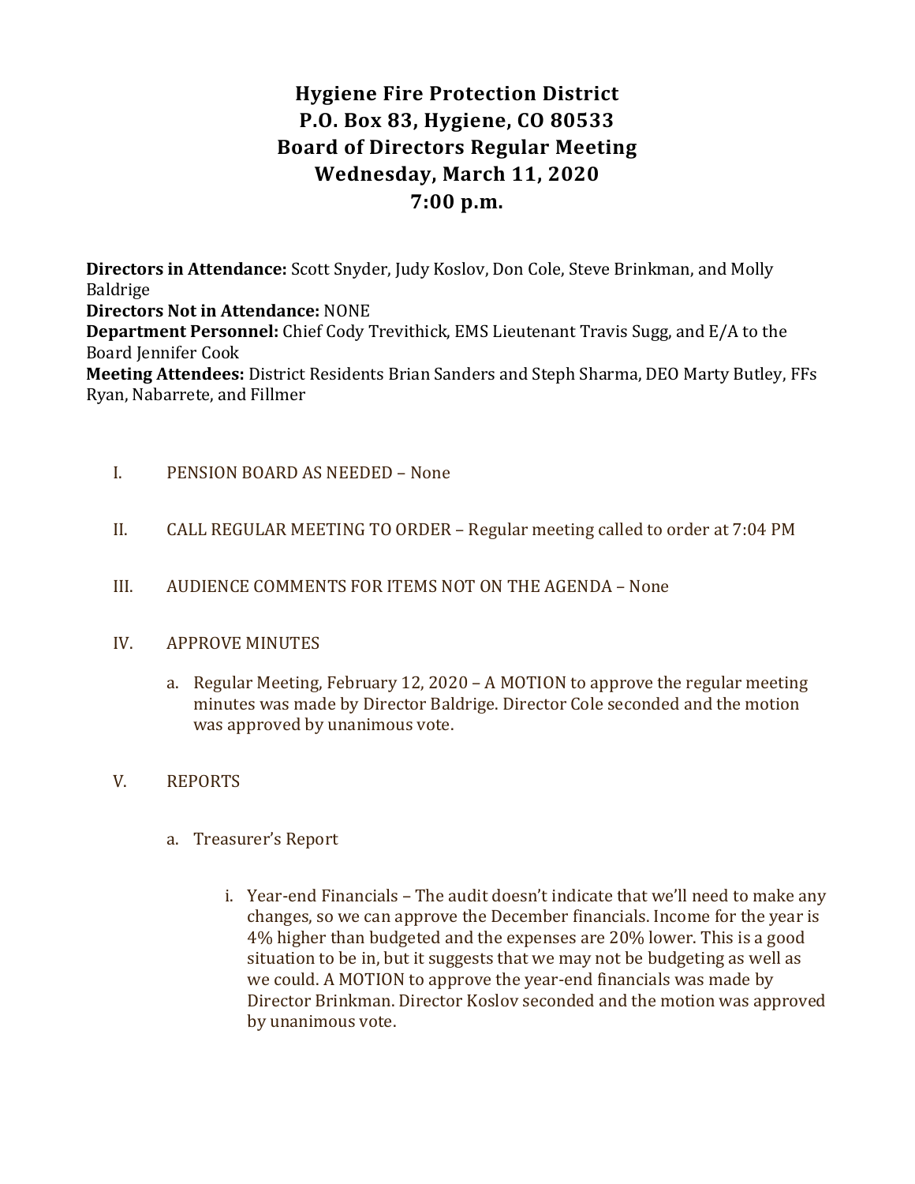# Hygiene Fire Protection District
# P.O. Box 83, Hygiene, CO 80533
# Board of Directors Regular Meeting
# Wednesday, March 11, 2020
# 7:00 p.m.

**Directors in Attendance:** Scott Snyder, Judy Koslov, Don Cole, Steve Brinkman, and Molly Baldrige
**Directors Not in Attendance:** NONE
**Department Personnel:** Chief Cody Trevithick, EMS Lieutenant Travis Sugg, and E/A to the Board Jennifer Cook
**Meeting Attendees:** District Residents Brian Sanders and Steph Sharma, DEO Marty Butley, FFs Ryan, Nabarrete, and Fillmer

I. PENSION BOARD AS NEEDED – None

II. CALL REGULAR MEETING TO ORDER – Regular meeting called to order at 7:04 PM

III. AUDIENCE COMMENTS FOR ITEMS NOT ON THE AGENDA – None

IV. APPROVE MINUTES

  a. Regular Meeting, February 12, 2020 – A MOTION to approve the regular meeting minutes was made by Director Baldrige. Director Cole seconded and the motion was approved by unanimous vote.

V. REPORTS

  a. Treasurer's Report

    i. Year-end Financials – The audit doesn't indicate that we'll need to make any changes, so we can approve the December financials. Income for the year is 4% higher than budgeted and the expenses are 20% lower. This is a good situation to be in, but it suggests that we may not be budgeting as well as we could. A MOTION to approve the year-end financials was made by Director Brinkman. Director Koslov seconded and the motion was approved by unanimous vote.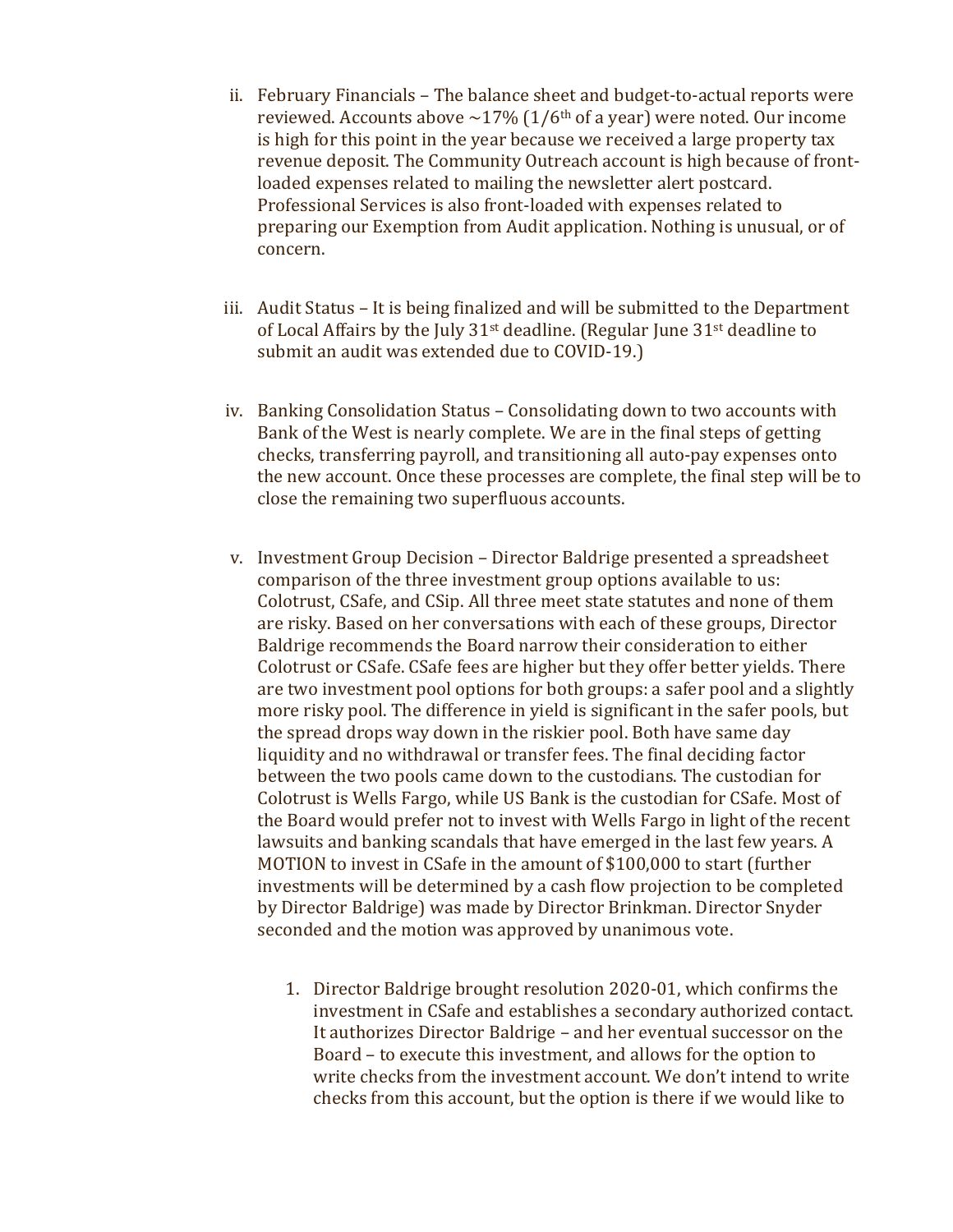ii. February Financials – The balance sheet and budget-to-actual reports were reviewed. Accounts above ~17% (1/6th of a year) were noted. Our income is high for this point in the year because we received a large property tax revenue deposit. The Community Outreach account is high because of front-loaded expenses related to mailing the newsletter alert postcard. Professional Services is also front-loaded with expenses related to preparing our Exemption from Audit application. Nothing is unusual, or of concern.

iii. Audit Status – It is being finalized and will be submitted to the Department of Local Affairs by the July 31st deadline. (Regular June 31st deadline to submit an audit was extended due to COVID-19.)

iv. Banking Consolidation Status – Consolidating down to two accounts with Bank of the West is nearly complete. We are in the final steps of getting checks, transferring payroll, and transitioning all auto-pay expenses onto the new account. Once these processes are complete, the final step will be to close the remaining two superfluous accounts.

v. Investment Group Decision – Director Baldrige presented a spreadsheet comparison of the three investment group options available to us: Colotrust, CSafe, and CSip. All three meet state statutes and none of them are risky. Based on her conversations with each of these groups, Director Baldrige recommends the Board narrow their consideration to either Colotrust or CSafe. CSafe fees are higher but they offer better yields. There are two investment pool options for both groups: a safer pool and a slightly more risky pool. The difference in yield is significant in the safer pools, but the spread drops way down in the riskier pool. Both have same day liquidity and no withdrawal or transfer fees. The final deciding factor between the two pools came down to the custodians. The custodian for Colotrust is Wells Fargo, while US Bank is the custodian for CSafe. Most of the Board would prefer not to invest with Wells Fargo in light of the recent lawsuits and banking scandals that have emerged in the last few years. A MOTION to invest in CSafe in the amount of $100,000 to start (further investments will be determined by a cash flow projection to be completed by Director Baldrige) was made by Director Brinkman. Director Snyder seconded and the motion was approved by unanimous vote.

1. Director Baldrige brought resolution 2020-01, which confirms the investment in CSafe and establishes a secondary authorized contact. It authorizes Director Baldrige – and her eventual successor on the Board – to execute this investment, and allows for the option to write checks from the investment account. We don't intend to write checks from this account, but the option is there if we would like to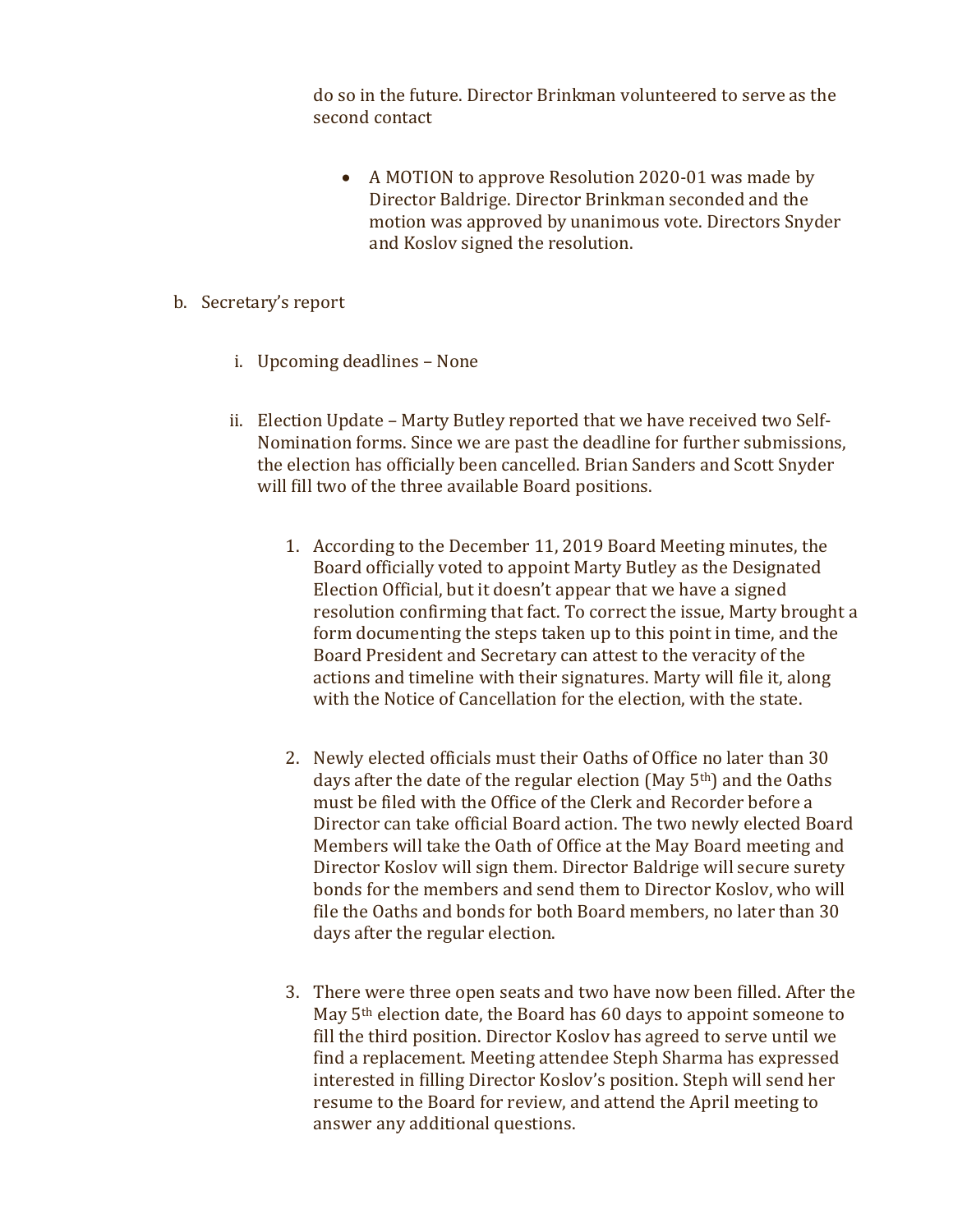do so in the future. Director Brinkman volunteered to serve as the second contact

- A MOTION to approve Resolution 2020-01 was made by Director Baldrige. Director Brinkman seconded and the motion was approved by unanimous vote. Directors Snyder and Koslov signed the resolution.

b. Secretary's report

   i. Upcoming deadlines – None

   ii. Election Update – Marty Butley reported that we have received two Self-Nomination forms. Since we are past the deadline for further submissions, the election has officially been cancelled. Brian Sanders and Scott Snyder will fill two of the three available Board positions.

      1. According to the December 11, 2019 Board Meeting minutes, the Board officially voted to appoint Marty Butley as the Designated Election Official, but it doesn't appear that we have a signed resolution confirming that fact. To correct the issue, Marty brought a form documenting the steps taken up to this point in time, and the Board President and Secretary can attest to the veracity of the actions and timeline with their signatures. Marty will file it, along with the Notice of Cancellation for the election, with the state.

      2. Newly elected officials must their Oaths of Office no later than 30 days after the date of the regular election (May 5th) and the Oaths must be filed with the Office of the Clerk and Recorder before a Director can take official Board action. The two newly elected Board Members will take the Oath of Office at the May Board meeting and Director Koslov will sign them. Director Baldrige will secure surety bonds for the members and send them to Director Koslov, who will file the Oaths and bonds for both Board members, no later than 30 days after the regular election.

      3. There were three open seats and two have now been filled. After the May 5th election date, the Board has 60 days to appoint someone to fill the third position. Director Koslov has agreed to serve until we find a replacement. Meeting attendee Steph Sharma has expressed interested in filling Director Koslov's position. Steph will send her resume to the Board for review, and attend the April meeting to answer any additional questions.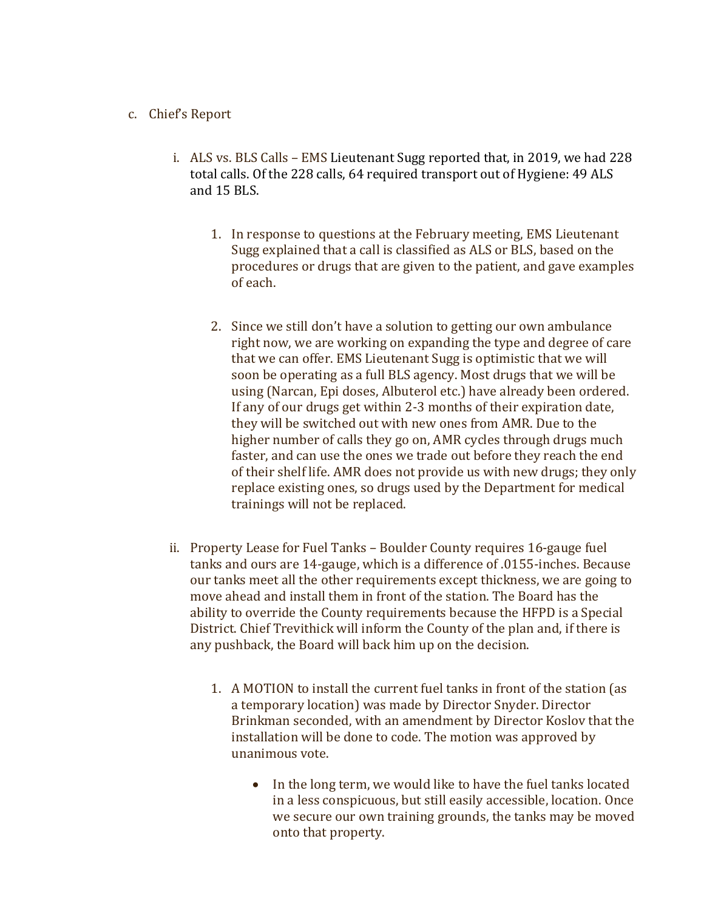c. Chief's Report

  i. ALS vs. BLS Calls – EMS Lieutenant Sugg reported that, in 2019, we had 228 total calls. Of the 228 calls, 64 required transport out of Hygiene: 49 ALS and 15 BLS.

     1. In response to questions at the February meeting, EMS Lieutenant Sugg explained that a call is classified as ALS or BLS, based on the procedures or drugs that are given to the patient, and gave examples of each.

     2. Since we still don't have a solution to getting our own ambulance right now, we are working on expanding the type and degree of care that we can offer. EMS Lieutenant Sugg is optimistic that we will soon be operating as a full BLS agency. Most drugs that we will be using (Narcan, Epi doses, Albuterol etc.) have already been ordered. If any of our drugs get within 2-3 months of their expiration date, they will be switched out with new ones from AMR. Due to the higher number of calls they go on, AMR cycles through drugs much faster, and can use the ones we trade out before they reach the end of their shelf life. AMR does not provide us with new drugs; they only replace existing ones, so drugs used by the Department for medical trainings will not be replaced.

  ii. Property Lease for Fuel Tanks – Boulder County requires 16-gauge fuel tanks and ours are 14-gauge, which is a difference of .0155-inches. Because our tanks meet all the other requirements except thickness, we are going to move ahead and install them in front of the station. The Board has the ability to override the County requirements because the HFPD is a Special District. Chief Trevithick will inform the County of the plan and, if there is any pushback, the Board will back him up on the decision.

     1. A MOTION to install the current fuel tanks in front of the station (as a temporary location) was made by Director Snyder. Director Brinkman seconded, with an amendment by Director Koslov that the installation will be done to code. The motion was approved by unanimous vote.

        - In the long term, we would like to have the fuel tanks located in a less conspicuous, but still easily accessible, location. Once we secure our own training grounds, the tanks may be moved onto that property.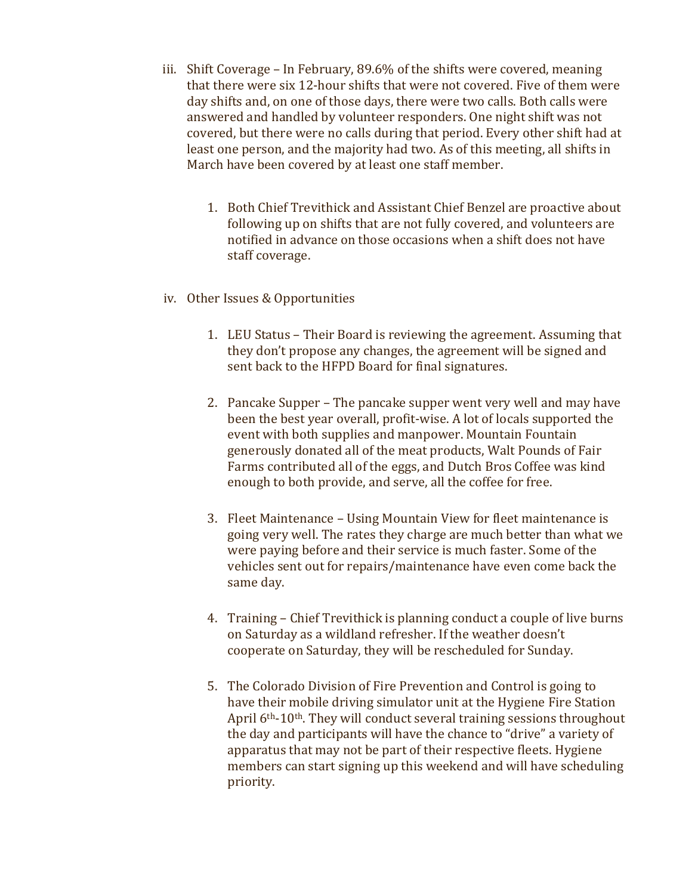iii. Shift Coverage – In February, 89.6% of the shifts were covered, meaning that there were six 12-hour shifts that were not covered. Five of them were day shifts and, on one of those days, there were two calls. Both calls were answered and handled by volunteer responders. One night shift was not covered, but there were no calls during that period. Every other shift had at least one person, and the majority had two. As of this meeting, all shifts in March have been covered by at least one staff member.

   1. Both Chief Trevithick and Assistant Chief Benzel are proactive about following up on shifts that are not fully covered, and volunteers are notified in advance on those occasions when a shift does not have staff coverage.

iv. Other Issues & Opportunities

   1. LEU Status – Their Board is reviewing the agreement. Assuming that they don't propose any changes, the agreement will be signed and sent back to the HFPD Board for final signatures.

   2. Pancake Supper – The pancake supper went very well and may have been the best year overall, profit-wise. A lot of locals supported the event with both supplies and manpower. Mountain Fountain generously donated all of the meat products, Walt Pounds of Fair Farms contributed all of the eggs, and Dutch Bros Coffee was kind enough to both provide, and serve, all the coffee for free.

   3. Fleet Maintenance – Using Mountain View for fleet maintenance is going very well. The rates they charge are much better than what we were paying before and their service is much faster. Some of the vehicles sent out for repairs/maintenance have even come back the same day.

   4. Training – Chief Trevithick is planning conduct a couple of live burns on Saturday as a wildland refresher. If the weather doesn't cooperate on Saturday, they will be rescheduled for Sunday.

   5. The Colorado Division of Fire Prevention and Control is going to have their mobile driving simulator unit at the Hygiene Fire Station April 6th-10th. They will conduct several training sessions throughout the day and participants will have the chance to "drive" a variety of apparatus that may not be part of their respective fleets. Hygiene members can start signing up this weekend and will have scheduling priority.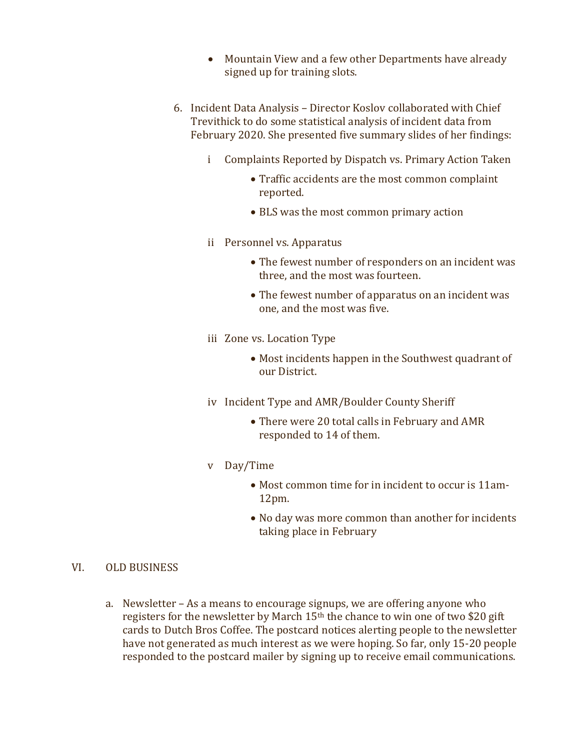- Mountain View and a few other Departments have already signed up for training slots.

6. Incident Data Analysis – Director Koslov collaborated with Chief Trevithick to do some statistical analysis of incident data from February 2020. She presented five summary slides of her findings:

   i Complaints Reported by Dispatch vs. Primary Action Taken

   - Traffic accidents are the most common complaint reported.
   - BLS was the most common primary action

   ii Personnel vs. Apparatus

   - The fewest number of responders on an incident was three, and the most was fourteen.
   - The fewest number of apparatus on an incident was one, and the most was five.

   iii Zone vs. Location Type

   - Most incidents happen in the Southwest quadrant of our District.

   iv Incident Type and AMR/Boulder County Sheriff

   - There were 20 total calls in February and AMR responded to 14 of them.

   v Day/Time

   - Most common time for in incident to occur is 11am-12pm.
   - No day was more common than another for incidents taking place in February

VI. OLD BUSINESS

a. Newsletter – As a means to encourage signups, we are offering anyone who registers for the newsletter by March 15th the chance to win one of two $20 gift cards to Dutch Bros Coffee. The postcard notices alerting people to the newsletter have not generated as much interest as we were hoping. So far, only 15-20 people responded to the postcard mailer by signing up to receive email communications.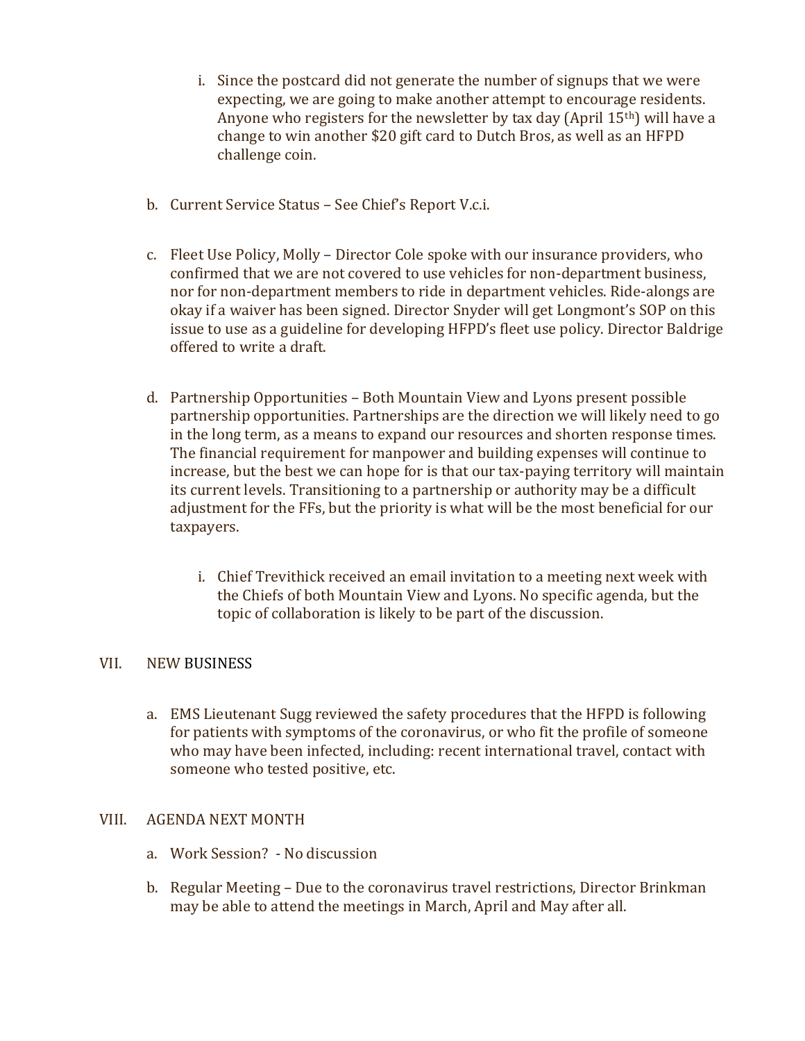i. Since the postcard did not generate the number of signups that we were expecting, we are going to make another attempt to encourage residents. Anyone who registers for the newsletter by tax day (April 15th) will have a change to win another $20 gift card to Dutch Bros, as well as an HFPD challenge coin.

b. Current Service Status – See Chief's Report V.c.i.

c. Fleet Use Policy, Molly – Director Cole spoke with our insurance providers, who confirmed that we are not covered to use vehicles for non-department business, nor for non-department members to ride in department vehicles. Ride-alongs are okay if a waiver has been signed. Director Snyder will get Longmont's SOP on this issue to use as a guideline for developing HFPD's fleet use policy. Director Baldrige offered to write a draft.

d. Partnership Opportunities – Both Mountain View and Lyons present possible partnership opportunities. Partnerships are the direction we will likely need to go in the long term, as a means to expand our resources and shorten response times. The financial requirement for manpower and building expenses will continue to increase, but the best we can hope for is that our tax-paying territory will maintain its current levels. Transitioning to a partnership or authority may be a difficult adjustment for the FFs, but the priority is what will be the most beneficial for our taxpayers.

   i. Chief Trevithick received an email invitation to a meeting next week with the Chiefs of both Mountain View and Lyons. No specific agenda, but the topic of collaboration is likely to be part of the discussion.

VII. NEW BUSINESS

a. EMS Lieutenant Sugg reviewed the safety procedures that the HFPD is following for patients with symptoms of the coronavirus, or who fit the profile of someone who may have been infected, including: recent international travel, contact with someone who tested positive, etc.

VIII. AGENDA NEXT MONTH

a. Work Session? - No discussion

b. Regular Meeting – Due to the coronavirus travel restrictions, Director Brinkman may be able to attend the meetings in March, April and May after all.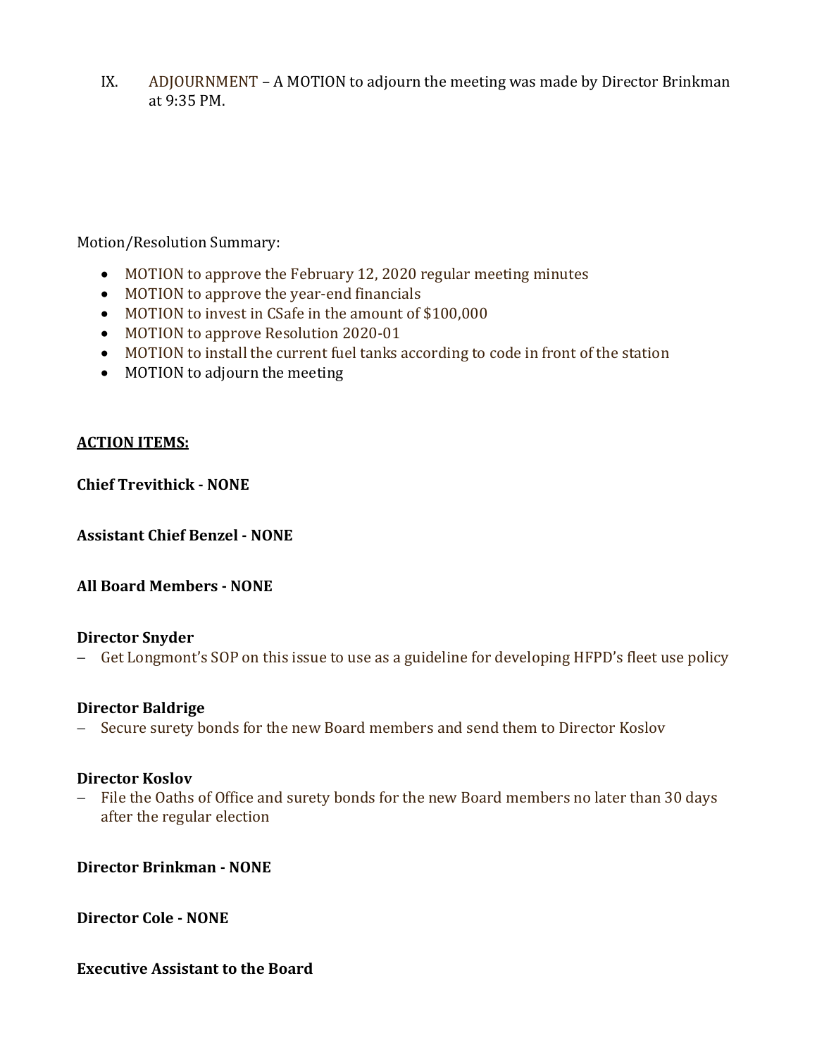IX. ADJOURNMENT – A MOTION to adjourn the meeting was made by Director Brinkman at 9:35 PM.

Motion/Resolution Summary:

- MOTION to approve the February 12, 2020 regular meeting minutes
- MOTION to approve the year-end financials
- MOTION to invest in CSafe in the amount of $100,000
- MOTION to approve Resolution 2020-01
- MOTION to install the current fuel tanks according to code in front of the station
- MOTION to adjourn the meeting

**ACTION ITEMS:**

**Chief Trevithick - NONE**

**Assistant Chief Benzel - NONE**

**All Board Members - NONE**

**Director Snyder**

– Get Longmont's SOP on this issue to use as a guideline for developing HFPD's fleet use policy

**Director Baldrige**

– Secure surety bonds for the new Board members and send them to Director Koslov

**Director Koslov**

– File the Oaths of Office and surety bonds for the new Board members no later than 30 days after the regular election

**Director Brinkman - NONE**

**Director Cole - NONE**

**Executive Assistant to the Board**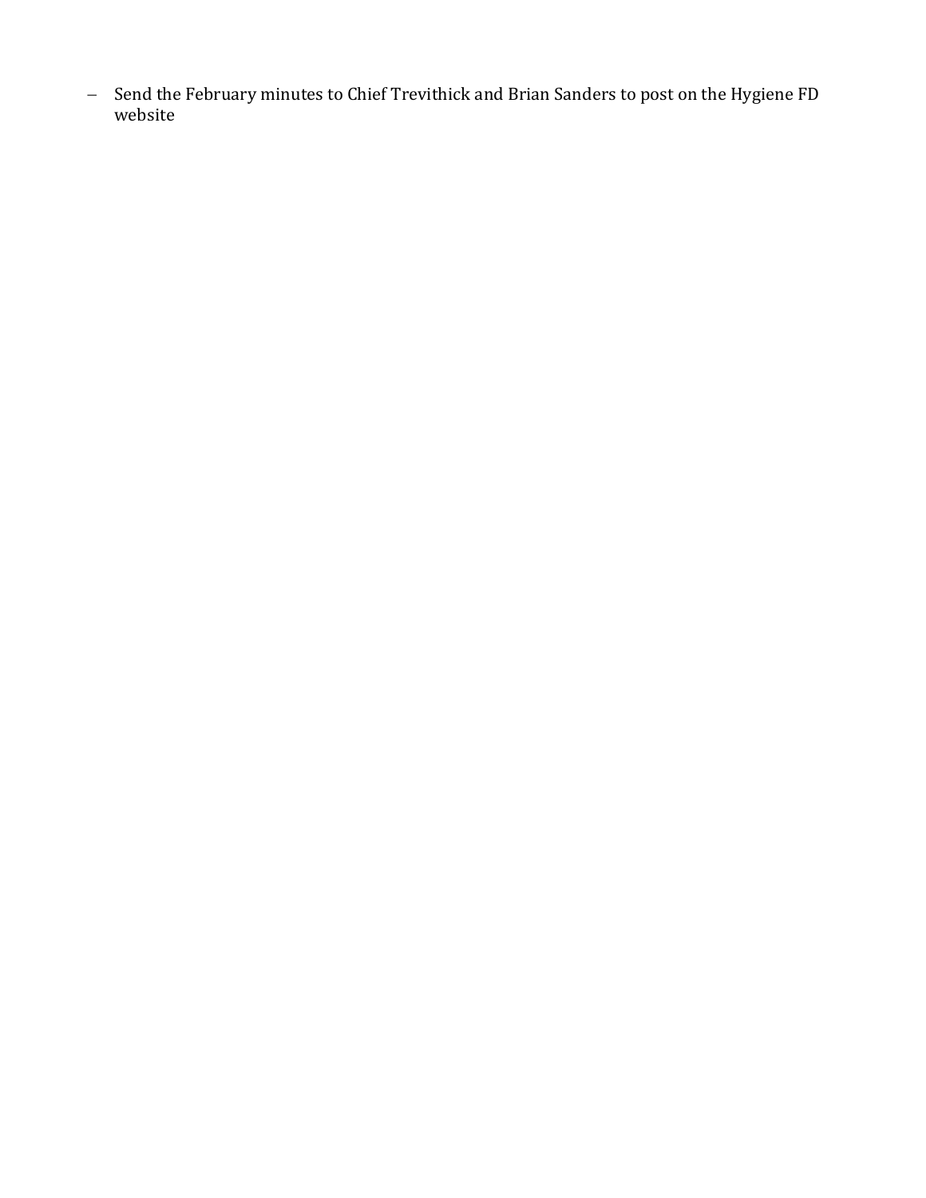- Send the February minutes to Chief Trevithick and Brian Sanders to post on the Hygiene FD website